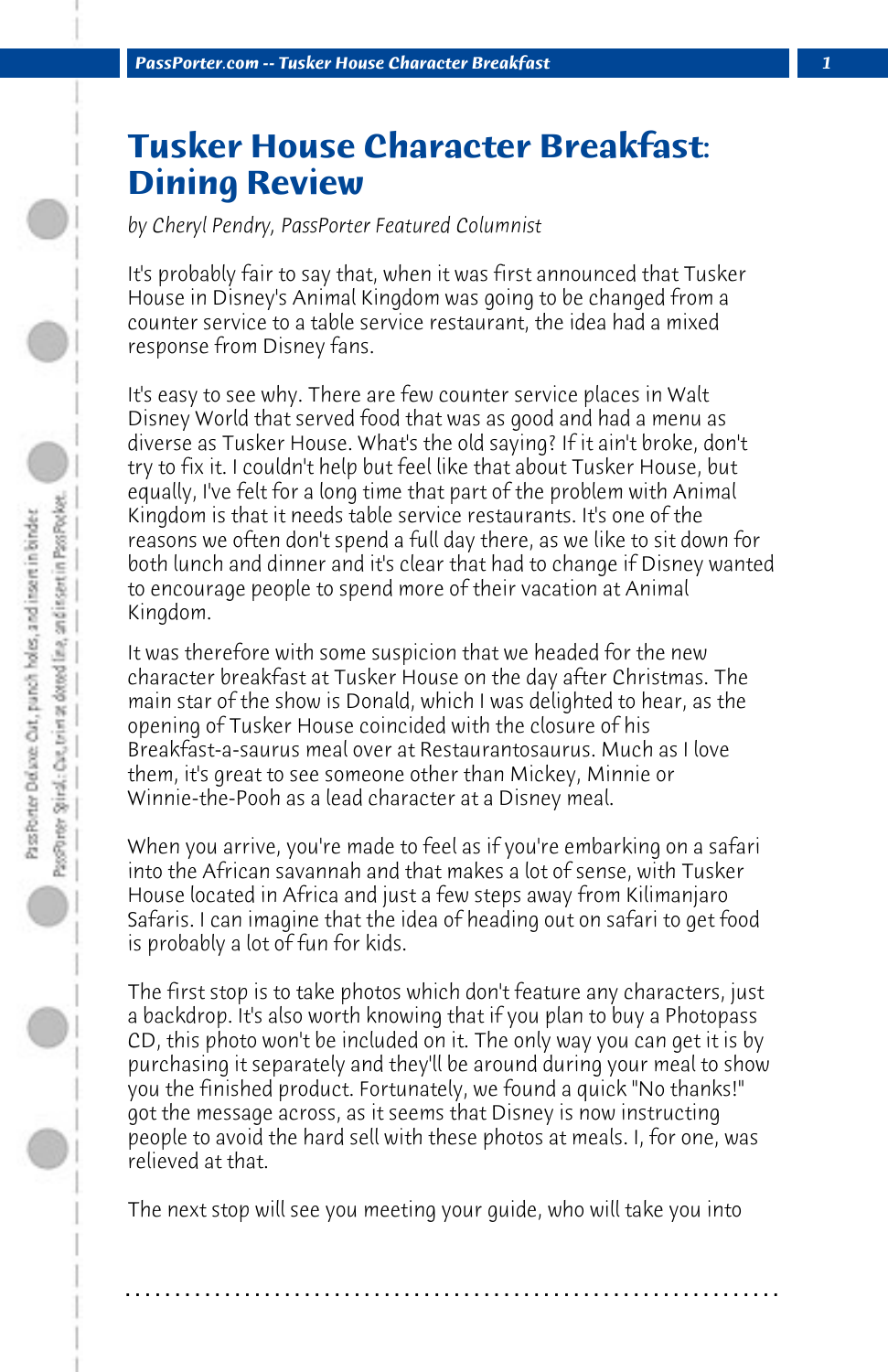# Tusker House Character Breakfast: Dining Review

*by Cheryl Pendry, PassPorter Featured Columnist*

It's probably fair to say that, when it was first announced that Tusker House in Disney's Animal Kingdom was going to be changed from a counter service to a table service restaurant, the idea had a mixed response from Disney fans.

It's easy to see why. There are few counter service places in Walt Disney World that served food that was as good and had a menu as diverse as Tusker House. What's the old saying? If it ain't broke, don't try to fix it. I couldn't help but feel like that about Tusker House, but equally, I've felt for a long time that part of the problem with Animal Kingdom is that it needs table service restaurants. It's one of the reasons we often don't spend a full day there, as we like to sit down for both lunch and dinner and it's clear that had to change if Disney wanted to encourage people to spend more of their vacation at Animal Kingdom.

It was therefore with some suspicion that we headed for the new character breakfast at Tusker House on the day after Christmas. The main star of the show is Donald, which I was delighted to hear, as the opening of Tusker House coincided with the closure of his Breakfast-a-saurus meal over at Restaurantosaurus. Much as I love them, it's great to see someone other than Mickey, Minnie or Winnie-the-Pooh as a lead character at a Disney meal.

When you arrive, you're made to feel as if you're embarking on a safari into the African savannah and that makes a lot of sense, with Tusker House located in Africa and just a few steps away from Kilimanjaro Safaris. I can imagine that the idea of heading out on safari to get food is probably a lot of fun for kids.

The first stop is to take photos which don't feature any characters, just a backdrop. It's also worth knowing that if you plan to buy a Photopass CD, this photo won't be included on it. The only way you can get it is by purchasing it separately and they'll be around during your meal to show you the finished product. Fortunately, we found a quick "No thanks!" got the message across, as it seems that Disney is now instructing people to avoid the hard sell with these photos at meals. I, for one, was relieved at that.

The next stop will see you meeting your guide, who will take you into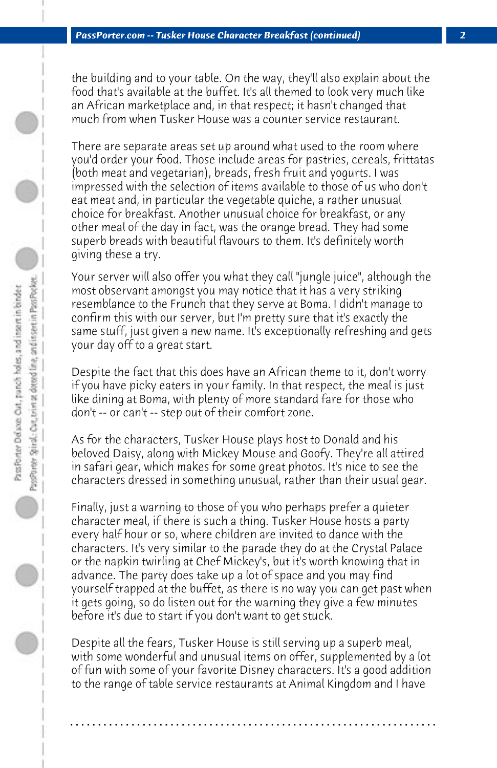the building and to your table. On the way, they'll also explain about the food that's available at the buffet. It's all themed to look very much like an African marketplace and, in that respect; it hasn't changed that much from when Tusker House was a counter service restaurant.

There are separate areas set up around what used to the room where you'd order your food. Those include areas for pastries, cereals, frittatas (both meat and vegetarian), breads, fresh fruit and yogurts. I was impressed with the selection of items available to those of us who don't eat meat and, in particular the vegetable quiche, a rather unusual choice for breakfast. Another unusual choice for breakfast, or any other meal of the day in fact, was the orange bread. They had some superb breads with beautiful flavours to them. It's definitely worth giving these a try.

Your server will also offer you what they call "jungle juice", although the most observant amongst you may notice that it has a very striking resemblance to the Frunch that they serve at Boma. I didn't manage to confirm this with our server, but I'm pretty sure that it's exactly the same stuff, just given a new name. It's exceptionally refreshing and gets your day off to a great start.

Despite the fact that this does have an African theme to it, don't worry if you have picky eaters in your family. In that respect, the meal is just like dining at Boma, with plenty of more standard fare for those who don't -- or can't -- step out of their comfort zone.

As for the characters, Tusker House plays host to Donald and his beloved Daisy, along with Mickey Mouse and Goofy. They're all attired in safari gear, which makes for some great photos. It's nice to see the characters dressed in something unusual, rather than their usual gear.

Finally, just a warning to those of you who perhaps prefer a quieter character meal, if there is such a thing. Tusker House hosts a party every half hour or so, where children are invited to dance with the characters. It's very similar to the parade they do at the Crystal Palace or the napkin twirling at Chef Mickey's, but it's worth knowing that in advance. The party does take up a lot of space and you may find yourself trapped at the buffet, as there is no way you can get past when it gets going, so do listen out for the warning they give a few minutes before it's due to start if you don't want to get stuck.

Despite all the fears, Tusker House is still serving up a superb meal, with some wonderful and unusual items on offer, supplemented by a lot of fun with some of your favorite Disney characters. It's a good addition to the range of table service restaurants at Animal Kingdom and I have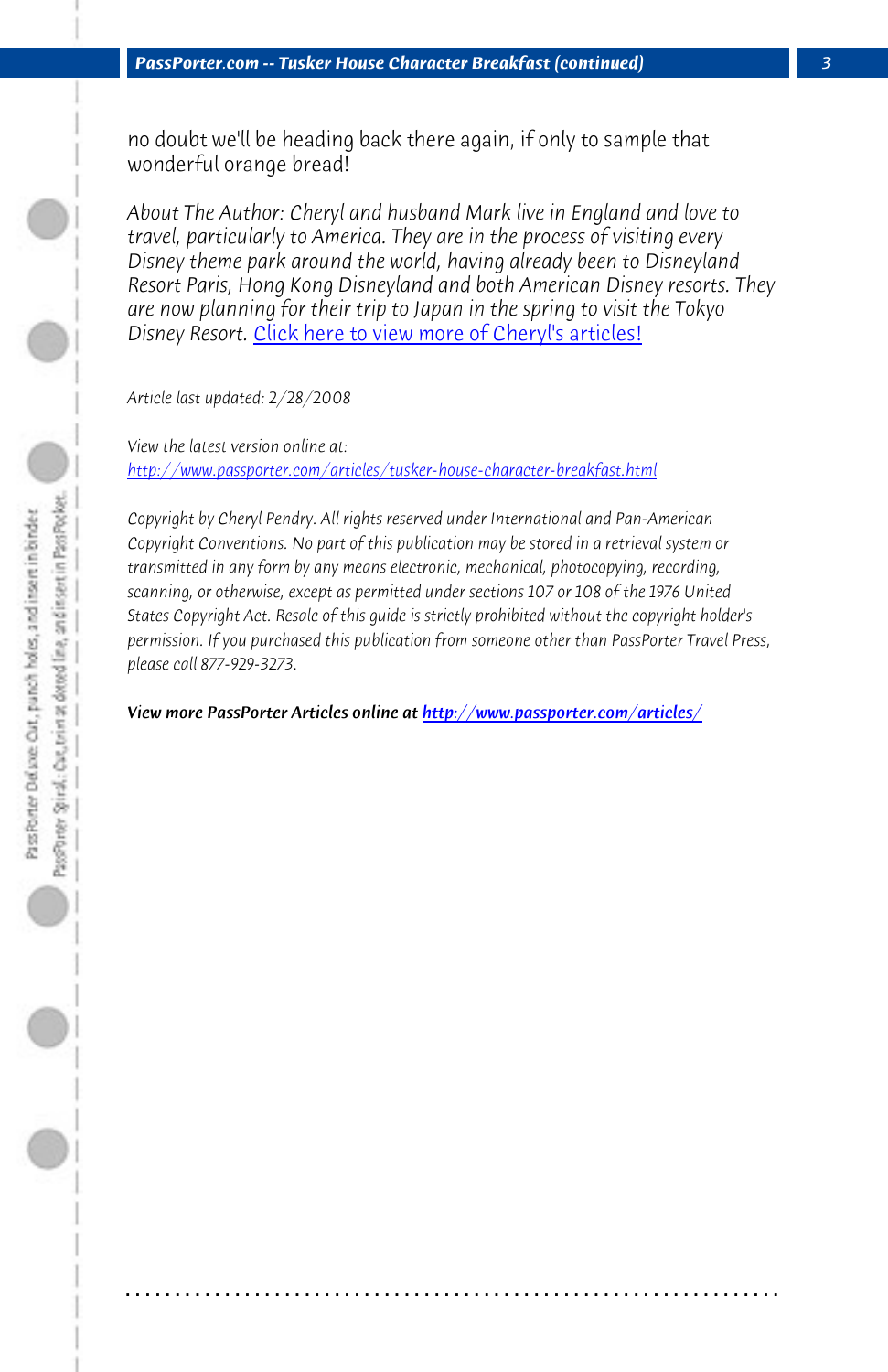no doubt we'll be heading back there again, if only to sample that wonderful orange bread!

*About The Author: Cheryl and husband Mark live in England and love to travel, particularly to America. They are in the process of visiting every Disney theme park around the world, having already been to Disneyland Resort Paris, Hong Kong Disneyland and both American Disney resorts. They are now planning for their trip to Japan in the spring to visit the Tokyo Disney Resort.* [Click here to view more of Cheryl's articles!](#)

*Article last updated: 2/28/2008*

*View the latest version online at:*
*http://www.passporter.com/articles/tusker-house-character-breakfast.html*

*Copyright by Cheryl Pendry. All rights reserved under International and Pan-American Copyright Conventions. No part of this publication may be stored in a retrieval system or transmitted in any form by any means electronic, mechanical, photocopying, recording, scanning, or otherwise, except as permitted under sections 107 or 108 of the 1976 United States Copyright Act. Resale of this guide is strictly prohibited without the copyright holder's permission. If you purchased this publication from someone other than PassPorter Travel Press, please call 877-929-3273.*

***View more PassPorter Articles online at http://www.passporter.com/articles/***